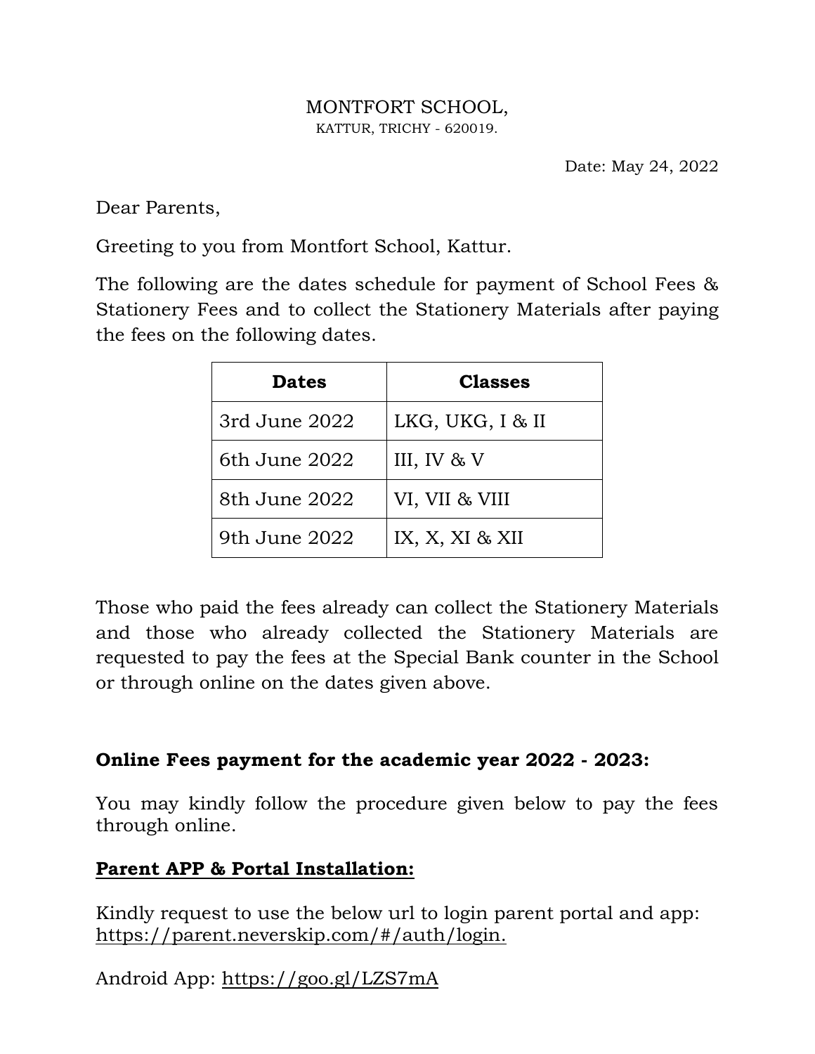MONTFORT SCHOOL,
KATTUR, TRICHY - 620019.

Date: May 24, 2022

Dear Parents,

Greeting to you from Montfort School, Kattur.

The following are the dates schedule for payment of School Fees & Stationery Fees and to collect the Stationery Materials after paying the fees on the following dates.

| **Dates** | **Classes** |
|---|---|
| 3rd June 2022 | LKG, UKG, I & II |
| 6th June 2022 | III, IV & V |
| 8th June 2022 | VI, VII & VIII |
| 9th June 2022 | IX, X, XI & XII |

Those who paid the fees already can collect the Stationery Materials and those who already collected the Stationery Materials are requested to pay the fees at the Special Bank counter in the School or through online on the dates given above.

**Online Fees payment for the academic year 2022 - 2023:**

You may kindly follow the procedure given below to pay the fees through online.

**<u>Parent APP & Portal Installation:</u>**

Kindly request to use the below url to login parent portal and app:
https://parent.neverskip.com/#/auth/login.

Android App: https://goo.gl/LZS7mA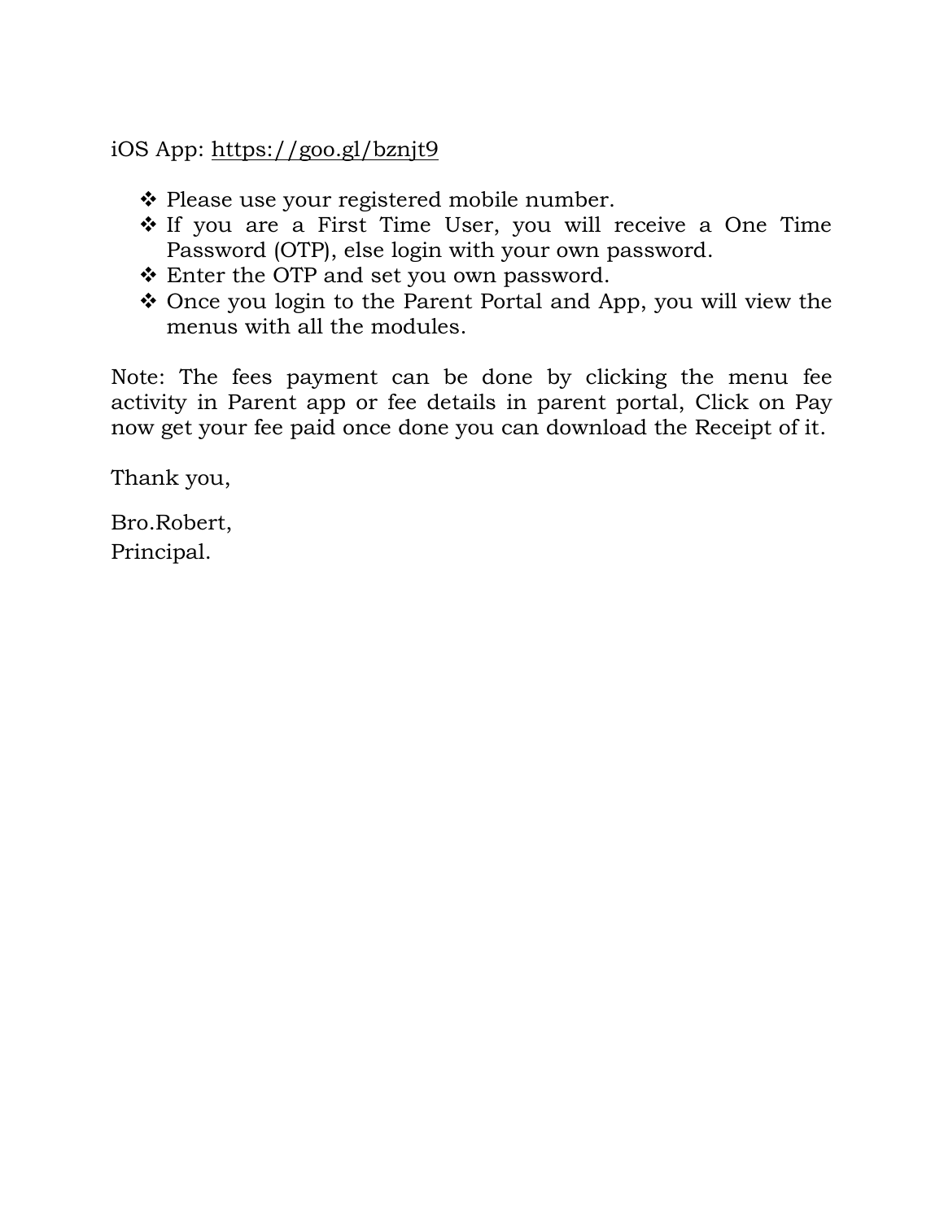iOS App: https://goo.gl/bznjt9

- ❖ Please use your registered mobile number.
- ❖ If you are a First Time User, you will receive a One Time Password (OTP), else login with your own password.
- ❖ Enter the OTP and set you own password.
- ❖ Once you login to the Parent Portal and App, you will view the menus with all the modules.

Note: The fees payment can be done by clicking the menu fee activity in Parent app or fee details in parent portal, Click on Pay now get your fee paid once done you can download the Receipt of it.

Thank you,

Bro.Robert,
Principal.